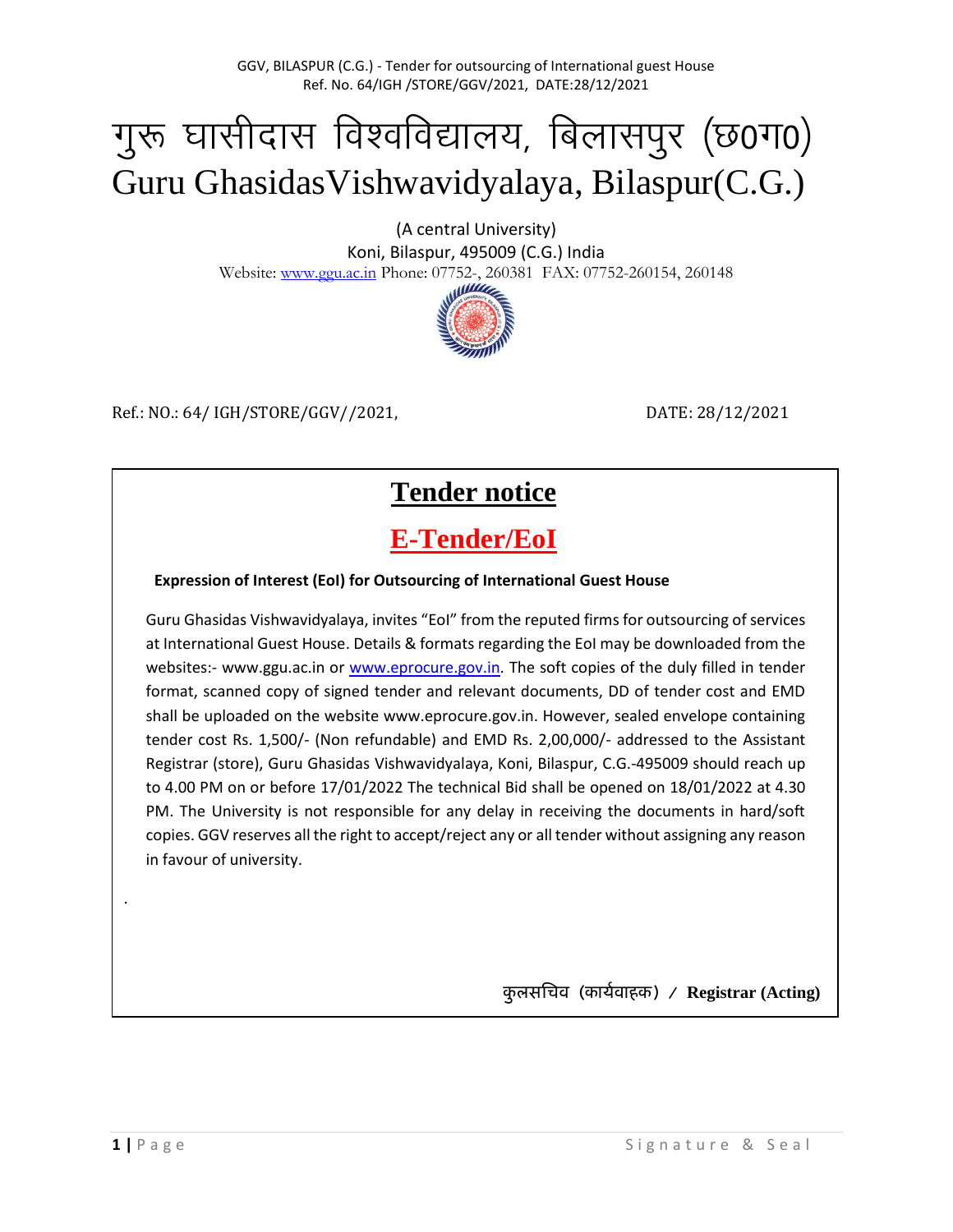# गुरू घासीदास विश्वविद्यालय, बिलासपुर (छ0ग0)

# Guru GhasidasVishwavidyalaya, Bilaspur(C.G.)

(A central University)
Koni, Bilaspur, 495009 (C.G.) India
Website: www.ggu.ac.in Phone: 07752-, 260381 FAX: 07752-260154, 260148

Ref.: NO.: 64/ IGH/STORE/GGV//2021, DATE: 28/12/2021

## Tender notice

## E-Tender/EoI

**Expression of Interest (EoI) for Outsourcing of International Guest House**

Guru Ghasidas Vishwavidyalaya, invites "EoI" from the reputed firms for outsourcing of services at International Guest House. Details & formats regarding the EoI may be downloaded from the websites:- www.ggu.ac.in or www.eprocure.gov.in. The soft copies of the duly filled in tender format, scanned copy of signed tender and relevant documents, DD of tender cost and EMD shall be uploaded on the website www.eprocure.gov.in. However, sealed envelope containing tender cost Rs. 1,500/- (Non refundable) and EMD Rs. 2,00,000/- addressed to the Assistant Registrar (store), Guru Ghasidas Vishwavidyalaya, Koni, Bilaspur, C.G.-495009 should reach up to 4.00 PM on or before 17/01/2022 The technical Bid shall be opened on 18/01/2022 at 4.30 PM. The University is not responsible for any delay in receiving the documents in hard/soft copies. GGV reserves all the right to accept/reject any or all tender without assigning any reason in favour of university.

.

कुलसचिव (कार्यवाहक) / **Registrar (Acting)**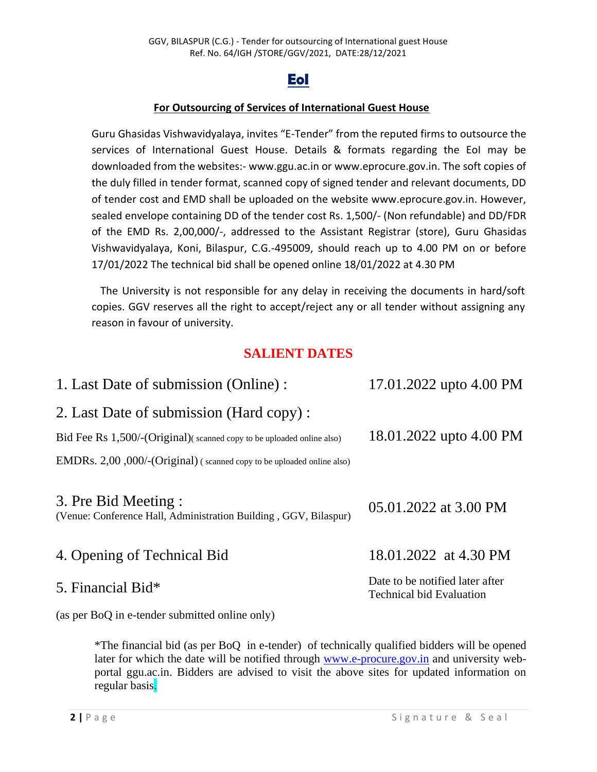# EoI

## For Outsourcing of Services of International Guest House

Guru Ghasidas Vishwavidyalaya, invites “E-Tender” from the reputed firms to outsource the services of International Guest House. Details & formats regarding the EoI may be downloaded from the websites:- www.ggu.ac.in or www.eprocure.gov.in. The soft copies of the duly filled in tender format, scanned copy of signed tender and relevant documents, DD of tender cost and EMD shall be uploaded on the website www.eprocure.gov.in. However, sealed envelope containing DD of the tender cost Rs. 1,500/- (Non refundable) and DD/FDR of the EMD Rs. 2,00,000/-, addressed to the Assistant Registrar (store), Guru Ghasidas Vishwavidyalaya, Koni, Bilaspur, C.G.-495009, should reach up to 4.00 PM on or before 17/01/2022 The technical bid shall be opened online 18/01/2022 at 4.30 PM

The University is not responsible for any delay in receiving the documents in hard/soft copies. GGV reserves all the right to accept/reject any or all tender without assigning any reason in favour of university.

## SALIENT DATES

| | |
|---|---|
| 1. Last Date of submission (Online) : | 17.01.2022 upto 4.00 PM |
| 2. Last Date of submission (Hard copy) :<br>Bid Fee Rs 1,500/-(Original)( scanned copy to be uploaded online also)<br>EMDRs. 2,00 ,000/-(Original) ( scanned copy to be uploaded online also) | 18.01.2022 upto 4.00 PM |
| 3. Pre Bid Meeting :<br>(Venue: Conference Hall, Administration Building , GGV, Bilaspur) | 05.01.2022 at 3.00 PM |
| 4. Opening of Technical Bid | 18.01.2022 at 4.30 PM |
| 5. Financial Bid*<br>(as per BoQ in e-tender submitted online only) | Date to be notified later after Technical bid Evaluation |

*The financial bid (as per BoQ in e-tender) of technically qualified bidders will be opened later for which the date will be notified through www.e-procure.gov.in and university web-portal ggu.ac.in. Bidders are advised to visit the above sites for updated information on regular basis.

Signature & Seal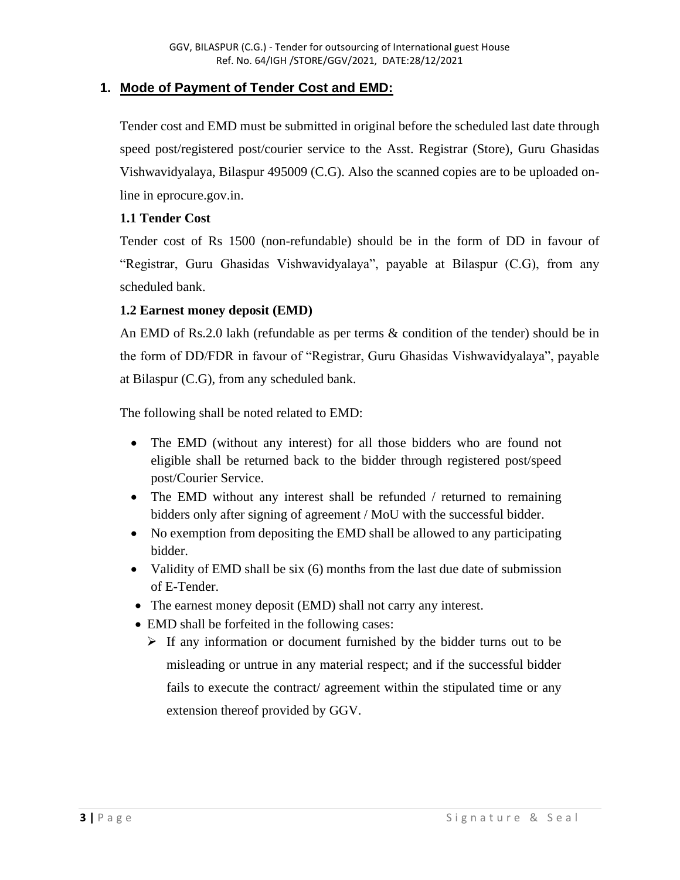## 1. Mode of Payment of Tender Cost and EMD:

Tender cost and EMD must be submitted in original before the scheduled last date through speed post/registered post/courier service to the Asst. Registrar (Store), Guru Ghasidas Vishwavidyalaya, Bilaspur 495009 (C.G). Also the scanned copies are to be uploaded on-line in eprocure.gov.in.

### 1.1 Tender Cost

Tender cost of Rs 1500 (non-refundable) should be in the form of DD in favour of "Registrar, Guru Ghasidas Vishwavidyalaya", payable at Bilaspur (C.G), from any scheduled bank.

### 1.2 Earnest money deposit (EMD)

An EMD of Rs.2.0 lakh (refundable as per terms & condition of the tender) should be in the form of DD/FDR in favour of "Registrar, Guru Ghasidas Vishwavidyalaya", payable at Bilaspur (C.G), from any scheduled bank.

The following shall be noted related to EMD:

- The EMD (without any interest) for all those bidders who are found not eligible shall be returned back to the bidder through registered post/speed post/Courier Service.
- The EMD without any interest shall be refunded / returned to remaining bidders only after signing of agreement / MoU with the successful bidder.
- No exemption from depositing the EMD shall be allowed to any participating bidder.
- Validity of EMD shall be six (6) months from the last due date of submission of E-Tender.
- The earnest money deposit (EMD) shall not carry any interest.
- EMD shall be forfeited in the following cases:
  - If any information or document furnished by the bidder turns out to be misleading or untrue in any material respect; and if the successful bidder fails to execute the contract/ agreement within the stipulated time or any extension thereof provided by GGV.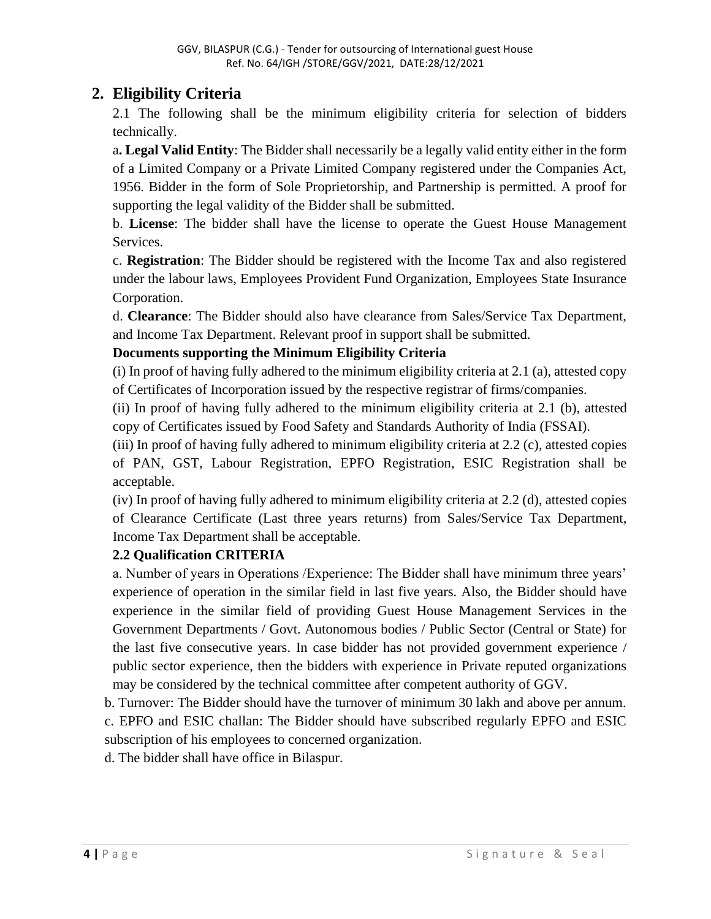## 2. Eligibility Criteria

2.1 The following shall be the minimum eligibility criteria for selection of bidders technically.

a**. Legal Valid Entity**: The Bidder shall necessarily be a legally valid entity either in the form of a Limited Company or a Private Limited Company registered under the Companies Act, 1956. Bidder in the form of Sole Proprietorship, and Partnership is permitted. A proof for supporting the legal validity of the Bidder shall be submitted.

b. **License**: The bidder shall have the license to operate the Guest House Management Services.

c. **Registration**: The Bidder should be registered with the Income Tax and also registered under the labour laws, Employees Provident Fund Organization, Employees State Insurance Corporation.

d. **Clearance**: The Bidder should also have clearance from Sales/Service Tax Department, and Income Tax Department. Relevant proof in support shall be submitted.

**Documents supporting the Minimum Eligibility Criteria**

(i) In proof of having fully adhered to the minimum eligibility criteria at 2.1 (a), attested copy of Certificates of Incorporation issued by the respective registrar of firms/companies.

(ii) In proof of having fully adhered to the minimum eligibility criteria at 2.1 (b), attested copy of Certificates issued by Food Safety and Standards Authority of India (FSSAI).

(iii) In proof of having fully adhered to minimum eligibility criteria at 2.2 (c), attested copies of PAN, GST, Labour Registration, EPFO Registration, ESIC Registration shall be acceptable.

(iv) In proof of having fully adhered to minimum eligibility criteria at 2.2 (d), attested copies of Clearance Certificate (Last three years returns) from Sales/Service Tax Department, Income Tax Department shall be acceptable.

**2.2 Qualification CRITERIA**

a. Number of years in Operations /Experience: The Bidder shall have minimum three years' experience of operation in the similar field in last five years. Also, the Bidder should have experience in the similar field of providing Guest House Management Services in the Government Departments / Govt. Autonomous bodies / Public Sector (Central or State) for the last five consecutive years. In case bidder has not provided government experience / public sector experience, then the bidders with experience in Private reputed organizations may be considered by the technical committee after competent authority of GGV.

b. Turnover: The Bidder should have the turnover of minimum 30 lakh and above per annum.

c. EPFO and ESIC challan: The Bidder should have subscribed regularly EPFO and ESIC subscription of his employees to concerned organization.

d. The bidder shall have office in Bilaspur.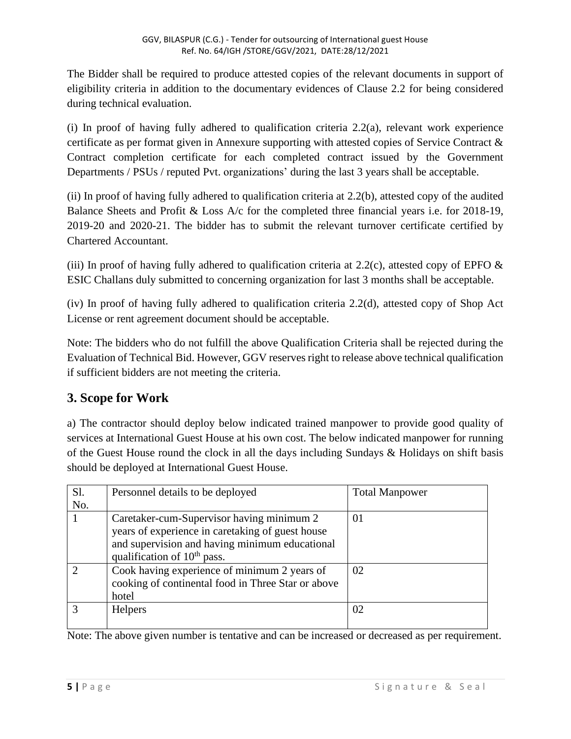The Bidder shall be required to produce attested copies of the relevant documents in support of eligibility criteria in addition to the documentary evidences of Clause 2.2 for being considered during technical evaluation.

(i) In proof of having fully adhered to qualification criteria 2.2(a), relevant work experience certificate as per format given in Annexure supporting with attested copies of Service Contract & Contract completion certificate for each completed contract issued by the Government Departments / PSUs / reputed Pvt. organizations' during the last 3 years shall be acceptable.

(ii) In proof of having fully adhered to qualification criteria at 2.2(b), attested copy of the audited Balance Sheets and Profit & Loss A/c for the completed three financial years i.e. for 2018-19, 2019-20 and 2020-21. The bidder has to submit the relevant turnover certificate certified by Chartered Accountant.

(iii) In proof of having fully adhered to qualification criteria at 2.2(c), attested copy of EPFO & ESIC Challans duly submitted to concerning organization for last 3 months shall be acceptable.

(iv) In proof of having fully adhered to qualification criteria 2.2(d), attested copy of Shop Act License or rent agreement document should be acceptable.

Note: The bidders who do not fulfill the above Qualification Criteria shall be rejected during the Evaluation of Technical Bid. However, GGV reserves right to release above technical qualification if sufficient bidders are not meeting the criteria.

## 3. Scope for Work

a) The contractor should deploy below indicated trained manpower to provide good quality of services at International Guest House at his own cost. The below indicated manpower for running of the Guest House round the clock in all the days including Sundays & Holidays on shift basis should be deployed at International Guest House.

| Sl. No. | Personnel details to be deployed | Total Manpower |
|---|---|---|
| 1 | Caretaker-cum-Supervisor having minimum 2 years of experience in caretaking of guest house and supervision and having minimum educational qualification of 10th pass. | 01 |
| 2 | Cook having experience of minimum 2 years of cooking of continental food in Three Star or above hotel | 02 |
| 3 | Helpers | 02 |

Note: The above given number is tentative and can be increased or decreased as per requirement.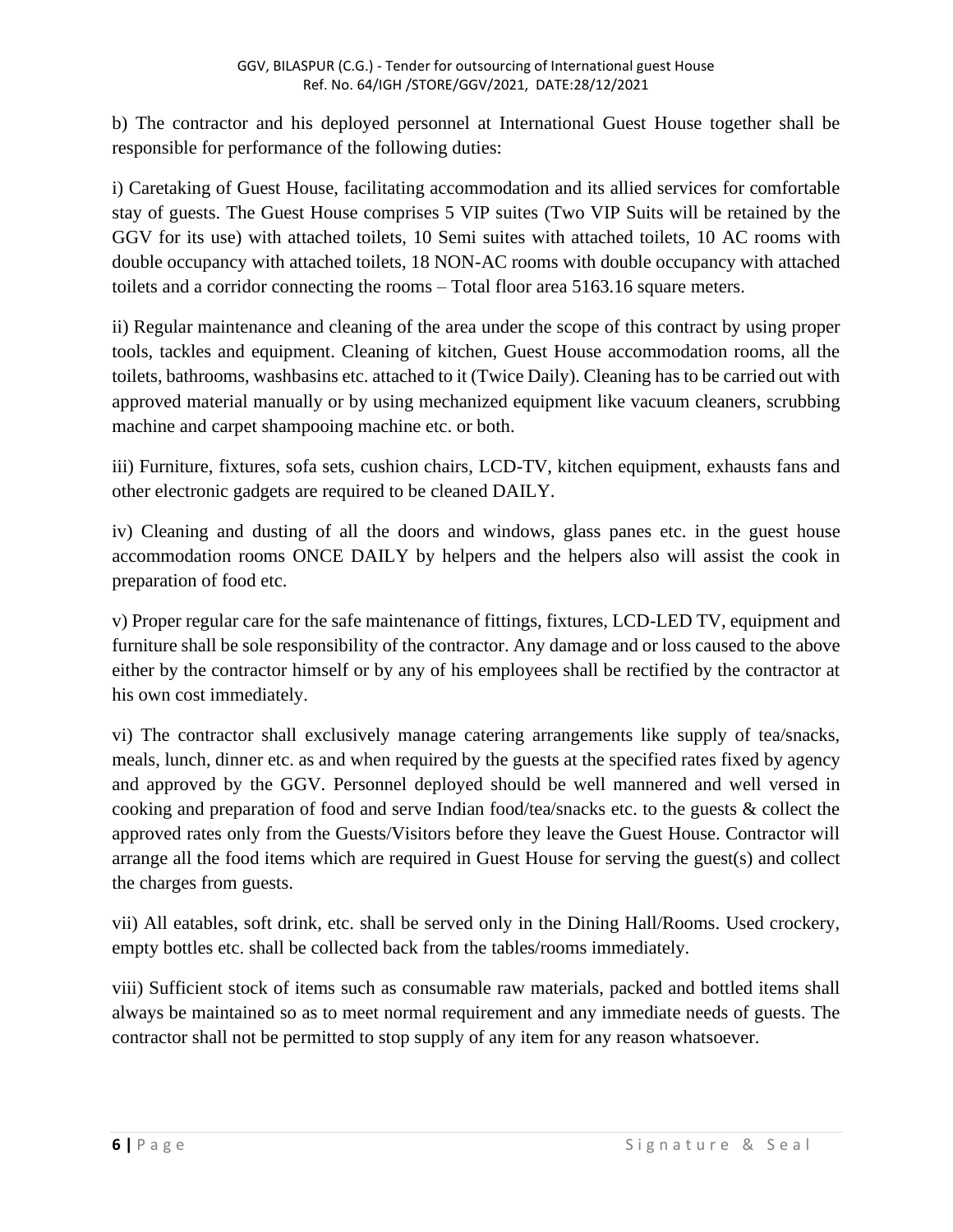b) The contractor and his deployed personnel at International Guest House together shall be responsible for performance of the following duties:

i) Caretaking of Guest House, facilitating accommodation and its allied services for comfortable stay of guests. The Guest House comprises 5 VIP suites (Two VIP Suits will be retained by the GGV for its use) with attached toilets, 10 Semi suites with attached toilets, 10 AC rooms with double occupancy with attached toilets, 18 NON-AC rooms with double occupancy with attached toilets and a corridor connecting the rooms – Total floor area 5163.16 square meters.

ii) Regular maintenance and cleaning of the area under the scope of this contract by using proper tools, tackles and equipment. Cleaning of kitchen, Guest House accommodation rooms, all the toilets, bathrooms, washbasins etc. attached to it (Twice Daily). Cleaning has to be carried out with approved material manually or by using mechanized equipment like vacuum cleaners, scrubbing machine and carpet shampooing machine etc. or both.

iii) Furniture, fixtures, sofa sets, cushion chairs, LCD-TV, kitchen equipment, exhausts fans and other electronic gadgets are required to be cleaned DAILY.

iv) Cleaning and dusting of all the doors and windows, glass panes etc. in the guest house accommodation rooms ONCE DAILY by helpers and the helpers also will assist the cook in preparation of food etc.

v) Proper regular care for the safe maintenance of fittings, fixtures, LCD-LED TV, equipment and furniture shall be sole responsibility of the contractor. Any damage and or loss caused to the above either by the contractor himself or by any of his employees shall be rectified by the contractor at his own cost immediately.

vi) The contractor shall exclusively manage catering arrangements like supply of tea/snacks, meals, lunch, dinner etc. as and when required by the guests at the specified rates fixed by agency and approved by the GGV. Personnel deployed should be well mannered and well versed in cooking and preparation of food and serve Indian food/tea/snacks etc. to the guests & collect the approved rates only from the Guests/Visitors before they leave the Guest House. Contractor will arrange all the food items which are required in Guest House for serving the guest(s) and collect the charges from guests.

vii) All eatables, soft drink, etc. shall be served only in the Dining Hall/Rooms. Used crockery, empty bottles etc. shall be collected back from the tables/rooms immediately.

viii) Sufficient stock of items such as consumable raw materials, packed and bottled items shall always be maintained so as to meet normal requirement and any immediate needs of guests. The contractor shall not be permitted to stop supply of any item for any reason whatsoever.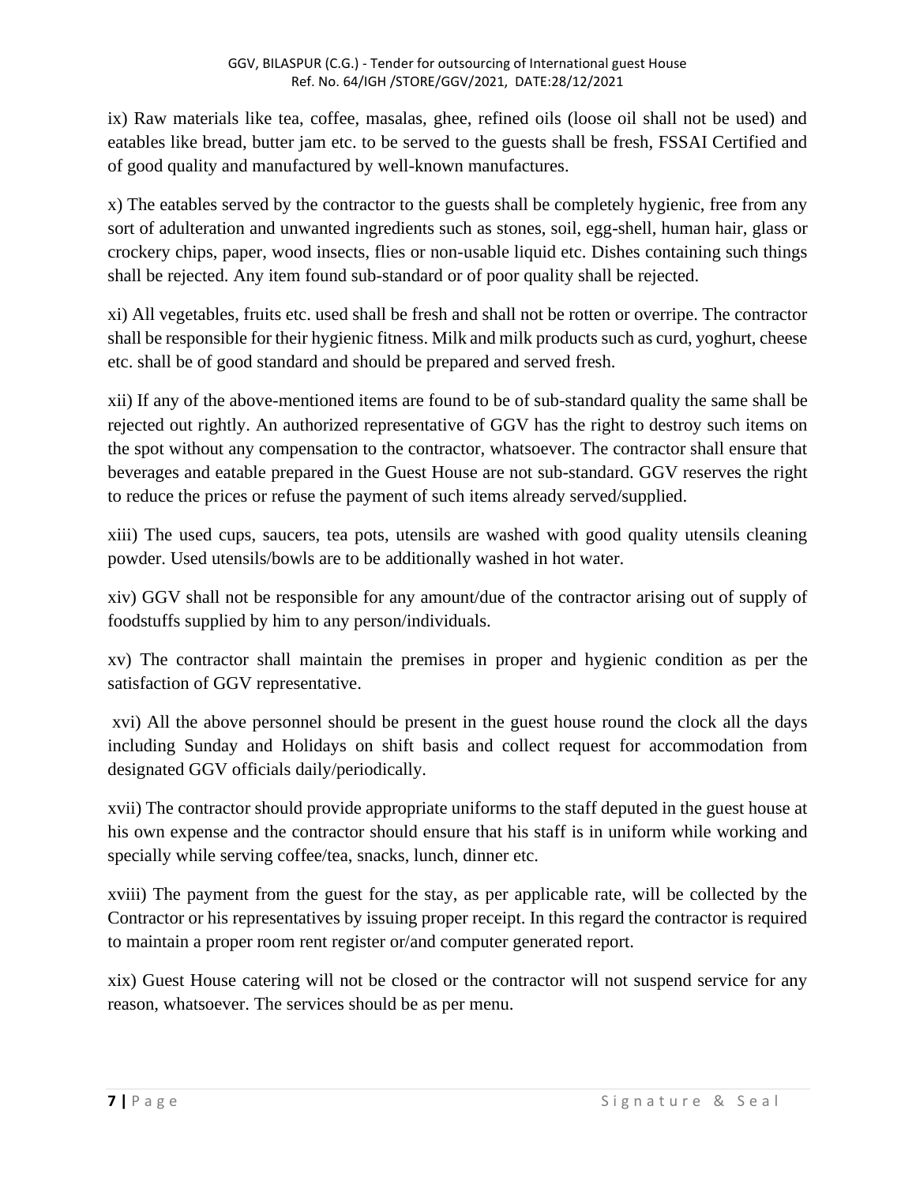ix) Raw materials like tea, coffee, masalas, ghee, refined oils (loose oil shall not be used) and eatables like bread, butter jam etc. to be served to the guests shall be fresh, FSSAI Certified and of good quality and manufactured by well-known manufactures.

x) The eatables served by the contractor to the guests shall be completely hygienic, free from any sort of adulteration and unwanted ingredients such as stones, soil, egg-shell, human hair, glass or crockery chips, paper, wood insects, flies or non-usable liquid etc. Dishes containing such things shall be rejected. Any item found sub-standard or of poor quality shall be rejected.

xi) All vegetables, fruits etc. used shall be fresh and shall not be rotten or overripe. The contractor shall be responsible for their hygienic fitness. Milk and milk products such as curd, yoghurt, cheese etc. shall be of good standard and should be prepared and served fresh.

xii) If any of the above-mentioned items are found to be of sub-standard quality the same shall be rejected out rightly. An authorized representative of GGV has the right to destroy such items on the spot without any compensation to the contractor, whatsoever. The contractor shall ensure that beverages and eatable prepared in the Guest House are not sub-standard. GGV reserves the right to reduce the prices or refuse the payment of such items already served/supplied.

xiii) The used cups, saucers, tea pots, utensils are washed with good quality utensils cleaning powder. Used utensils/bowls are to be additionally washed in hot water.

xiv) GGV shall not be responsible for any amount/due of the contractor arising out of supply of foodstuffs supplied by him to any person/individuals.

xv) The contractor shall maintain the premises in proper and hygienic condition as per the satisfaction of GGV representative.

xvi) All the above personnel should be present in the guest house round the clock all the days including Sunday and Holidays on shift basis and collect request for accommodation from designated GGV officials daily/periodically.

xvii) The contractor should provide appropriate uniforms to the staff deputed in the guest house at his own expense and the contractor should ensure that his staff is in uniform while working and specially while serving coffee/tea, snacks, lunch, dinner etc.

xviii) The payment from the guest for the stay, as per applicable rate, will be collected by the Contractor or his representatives by issuing proper receipt. In this regard the contractor is required to maintain a proper room rent register or/and computer generated report.

xix) Guest House catering will not be closed or the contractor will not suspend service for any reason, whatsoever. The services should be as per menu.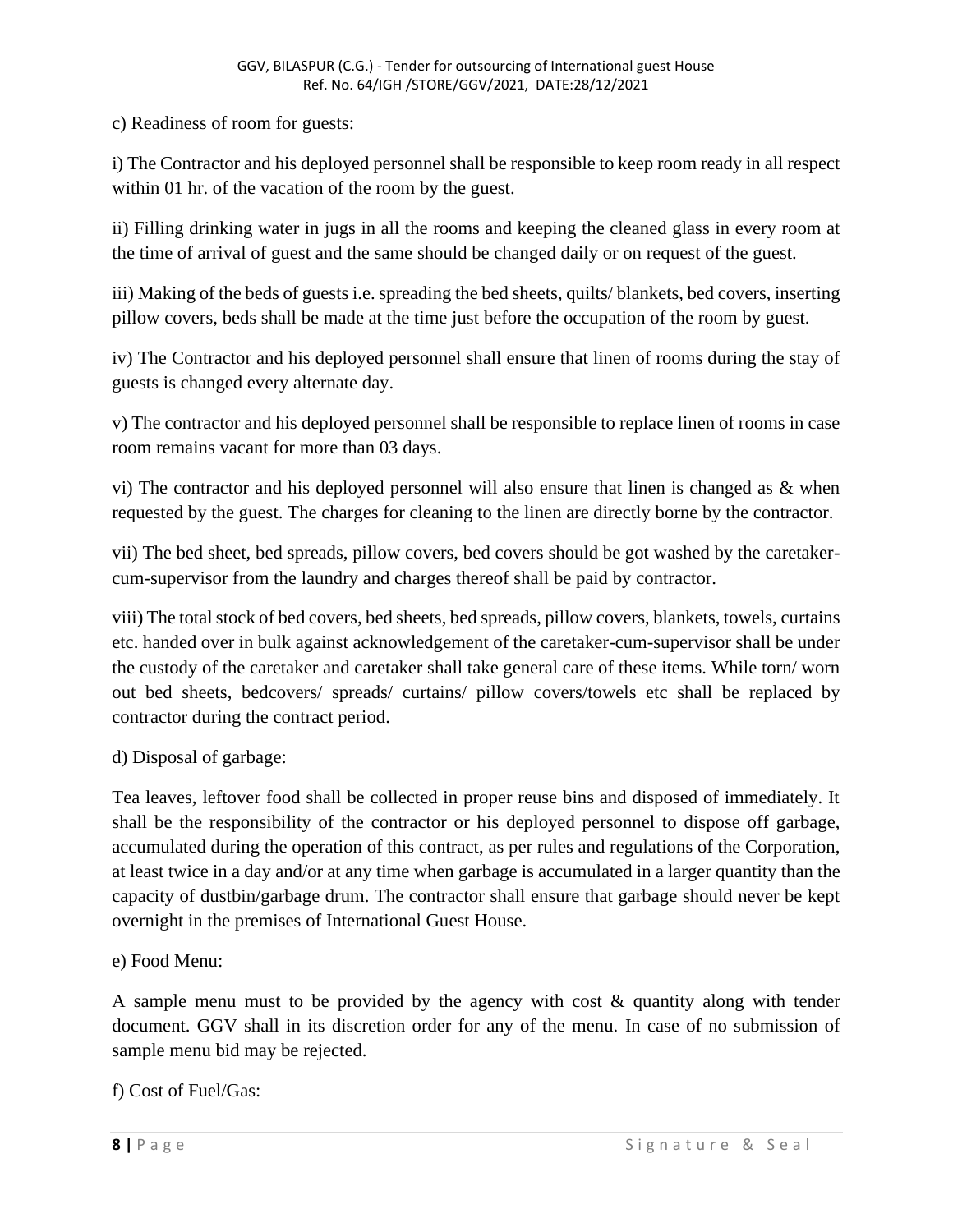c) Readiness of room for guests:

i) The Contractor and his deployed personnel shall be responsible to keep room ready in all respect within 01 hr. of the vacation of the room by the guest.

ii) Filling drinking water in jugs in all the rooms and keeping the cleaned glass in every room at the time of arrival of guest and the same should be changed daily or on request of the guest.

iii) Making of the beds of guests i.e. spreading the bed sheets, quilts/ blankets, bed covers, inserting pillow covers, beds shall be made at the time just before the occupation of the room by guest.

iv) The Contractor and his deployed personnel shall ensure that linen of rooms during the stay of guests is changed every alternate day.

v) The contractor and his deployed personnel shall be responsible to replace linen of rooms in case room remains vacant for more than 03 days.

vi) The contractor and his deployed personnel will also ensure that linen is changed as & when requested by the guest. The charges for cleaning to the linen are directly borne by the contractor.

vii) The bed sheet, bed spreads, pillow covers, bed covers should be got washed by the caretaker-cum-supervisor from the laundry and charges thereof shall be paid by contractor.

viii) The total stock of bed covers, bed sheets, bed spreads, pillow covers, blankets, towels, curtains etc. handed over in bulk against acknowledgement of the caretaker-cum-supervisor shall be under the custody of the caretaker and caretaker shall take general care of these items. While torn/ worn out bed sheets, bedcovers/ spreads/ curtains/ pillow covers/towels etc shall be replaced by contractor during the contract period.

d) Disposal of garbage:

Tea leaves, leftover food shall be collected in proper reuse bins and disposed of immediately. It shall be the responsibility of the contractor or his deployed personnel to dispose off garbage, accumulated during the operation of this contract, as per rules and regulations of the Corporation, at least twice in a day and/or at any time when garbage is accumulated in a larger quantity than the capacity of dustbin/garbage drum. The contractor shall ensure that garbage should never be kept overnight in the premises of International Guest House.

e) Food Menu:

A sample menu must to be provided by the agency with cost & quantity along with tender document. GGV shall in its discretion order for any of the menu. In case of no submission of sample menu bid may be rejected.

f) Cost of Fuel/Gas: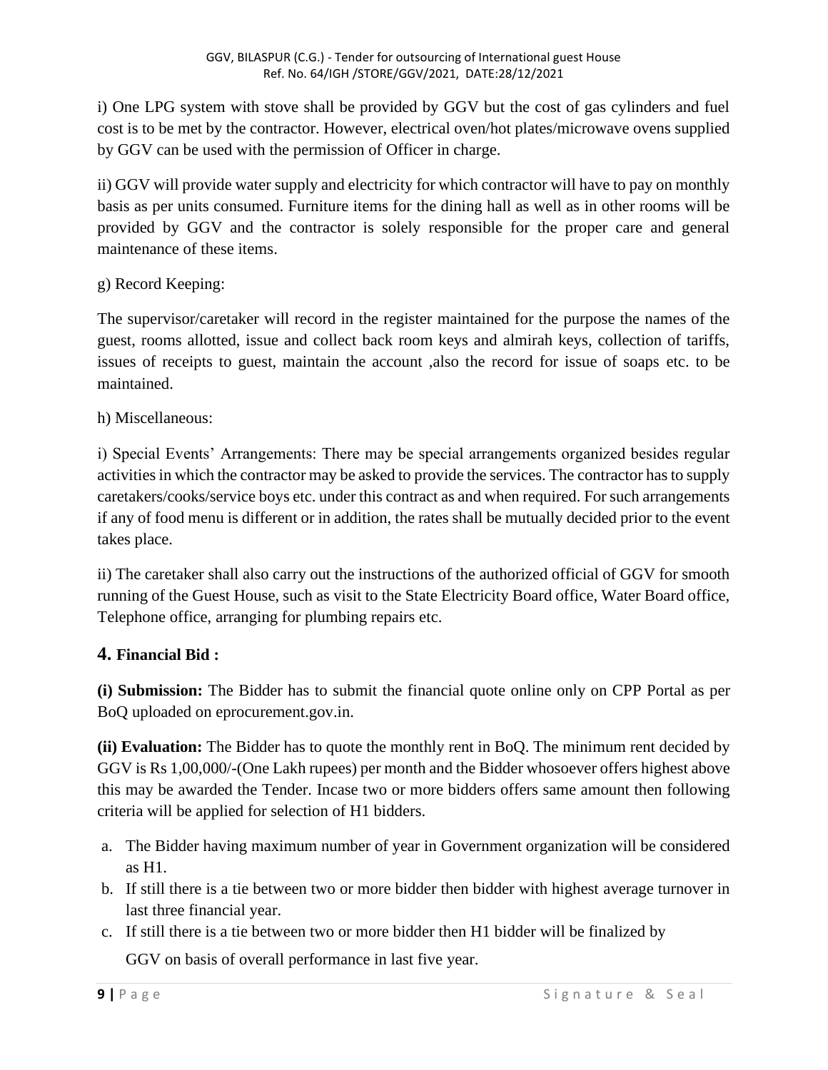i) One LPG system with stove shall be provided by GGV but the cost of gas cylinders and fuel cost is to be met by the contractor. However, electrical oven/hot plates/microwave ovens supplied by GGV can be used with the permission of Officer in charge.

ii) GGV will provide water supply and electricity for which contractor will have to pay on monthly basis as per units consumed. Furniture items for the dining hall as well as in other rooms will be provided by GGV and the contractor is solely responsible for the proper care and general maintenance of these items.

g) Record Keeping:

The supervisor/caretaker will record in the register maintained for the purpose the names of the guest, rooms allotted, issue and collect back room keys and almirah keys, collection of tariffs, issues of receipts to guest, maintain the account ,also the record for issue of soaps etc. to be maintained.

h) Miscellaneous:

i) Special Events' Arrangements: There may be special arrangements organized besides regular activities in which the contractor may be asked to provide the services. The contractor has to supply caretakers/cooks/service boys etc. under this contract as and when required. For such arrangements if any of food menu is different or in addition, the rates shall be mutually decided prior to the event takes place.

ii) The caretaker shall also carry out the instructions of the authorized official of GGV for smooth running of the Guest House, such as visit to the State Electricity Board office, Water Board office, Telephone office, arranging for plumbing repairs etc.

## 4. Financial Bid :

**(i) Submission:** The Bidder has to submit the financial quote online only on CPP Portal as per BoQ uploaded on eprocurement.gov.in.

**(ii) Evaluation:** The Bidder has to quote the monthly rent in BoQ. The minimum rent decided by GGV is Rs 1,00,000/-(One Lakh rupees) per month and the Bidder whosoever offers highest above this may be awarded the Tender. Incase two or more bidders offers same amount then following criteria will be applied for selection of H1 bidders.

a. The Bidder having maximum number of year in Government organization will be considered as H1.
b. If still there is a tie between two or more bidder then bidder with highest average turnover in last three financial year.
c. If still there is a tie between two or more bidder then H1 bidder will be finalized by GGV on basis of overall performance in last five year.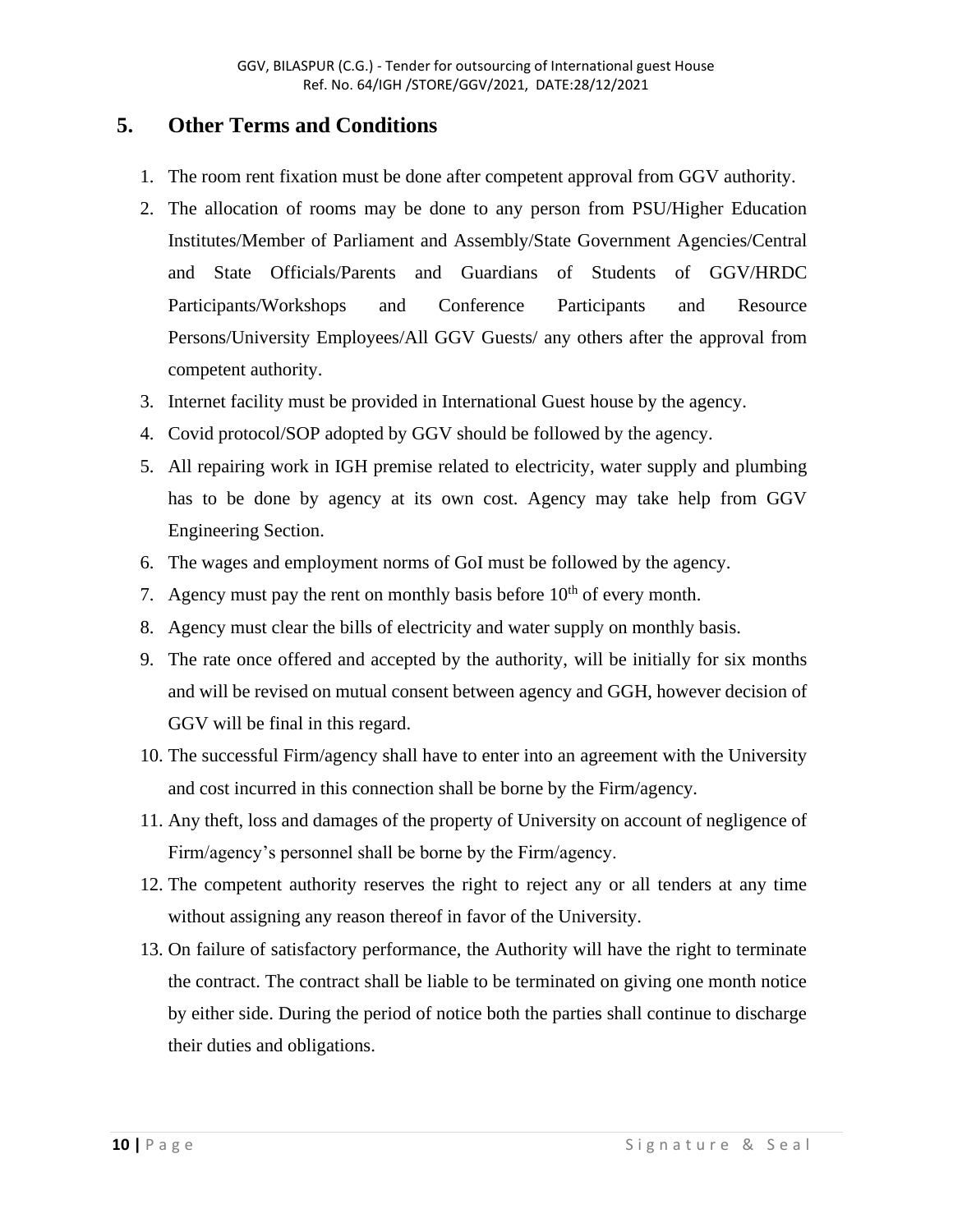## 5. Other Terms and Conditions

1. The room rent fixation must be done after competent approval from GGV authority.
2. The allocation of rooms may be done to any person from PSU/Higher Education Institutes/Member of Parliament and Assembly/State Government Agencies/Central and State Officials/Parents and Guardians of Students of GGV/HRDC Participants/Workshops and Conference Participants and Resource Persons/University Employees/All GGV Guests/ any others after the approval from competent authority.
3. Internet facility must be provided in International Guest house by the agency.
4. Covid protocol/SOP adopted by GGV should be followed by the agency.
5. All repairing work in IGH premise related to electricity, water supply and plumbing has to be done by agency at its own cost. Agency may take help from GGV Engineering Section.
6. The wages and employment norms of GoI must be followed by the agency.
7. Agency must pay the rent on monthly basis before 10th of every month.
8. Agency must clear the bills of electricity and water supply on monthly basis.
9. The rate once offered and accepted by the authority, will be initially for six months and will be revised on mutual consent between agency and GGH, however decision of GGV will be final in this regard.
10. The successful Firm/agency shall have to enter into an agreement with the University and cost incurred in this connection shall be borne by the Firm/agency.
11. Any theft, loss and damages of the property of University on account of negligence of Firm/agency's personnel shall be borne by the Firm/agency.
12. The competent authority reserves the right to reject any or all tenders at any time without assigning any reason thereof in favor of the University.
13. On failure of satisfactory performance, the Authority will have the right to terminate the contract. The contract shall be liable to be terminated on giving one month notice by either side. During the period of notice both the parties shall continue to discharge their duties and obligations.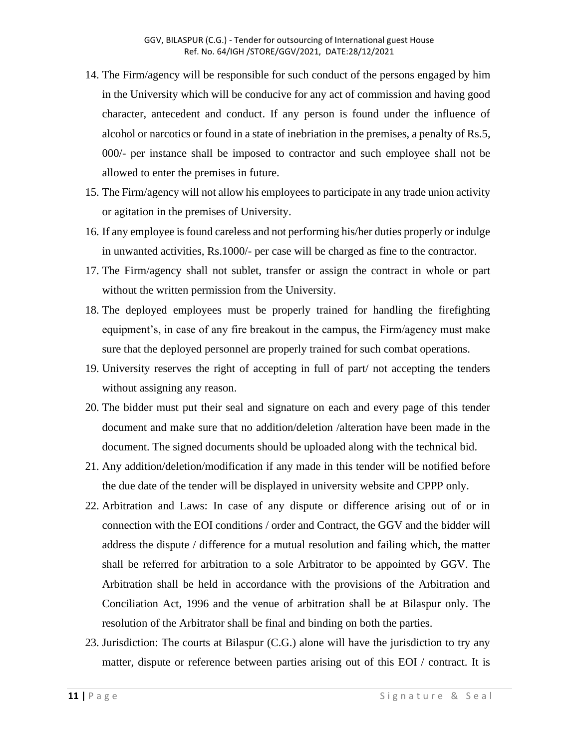14. The Firm/agency will be responsible for such conduct of the persons engaged by him in the University which will be conducive for any act of commission and having good character, antecedent and conduct. If any person is found under the influence of alcohol or narcotics or found in a state of inebriation in the premises, a penalty of Rs.5, 000/- per instance shall be imposed to contractor and such employee shall not be allowed to enter the premises in future.
15. The Firm/agency will not allow his employees to participate in any trade union activity or agitation in the premises of University.
16. If any employee is found careless and not performing his/her duties properly or indulge in unwanted activities, Rs.1000/- per case will be charged as fine to the contractor.
17. The Firm/agency shall not sublet, transfer or assign the contract in whole or part without the written permission from the University.
18. The deployed employees must be properly trained for handling the firefighting equipment's, in case of any fire breakout in the campus, the Firm/agency must make sure that the deployed personnel are properly trained for such combat operations.
19. University reserves the right of accepting in full of part/ not accepting the tenders without assigning any reason.
20. The bidder must put their seal and signature on each and every page of this tender document and make sure that no addition/deletion /alteration have been made in the document. The signed documents should be uploaded along with the technical bid.
21. Any addition/deletion/modification if any made in this tender will be notified before the due date of the tender will be displayed in university website and CPPP only.
22. Arbitration and Laws: In case of any dispute or difference arising out of or in connection with the EOI conditions / order and Contract, the GGV and the bidder will address the dispute / difference for a mutual resolution and failing which, the matter shall be referred for arbitration to a sole Arbitrator to be appointed by GGV. The Arbitration shall be held in accordance with the provisions of the Arbitration and Conciliation Act, 1996 and the venue of arbitration shall be at Bilaspur only. The resolution of the Arbitrator shall be final and binding on both the parties.
23. Jurisdiction: The courts at Bilaspur (C.G.) alone will have the jurisdiction to try any matter, dispute or reference between parties arising out of this EOI / contract. It is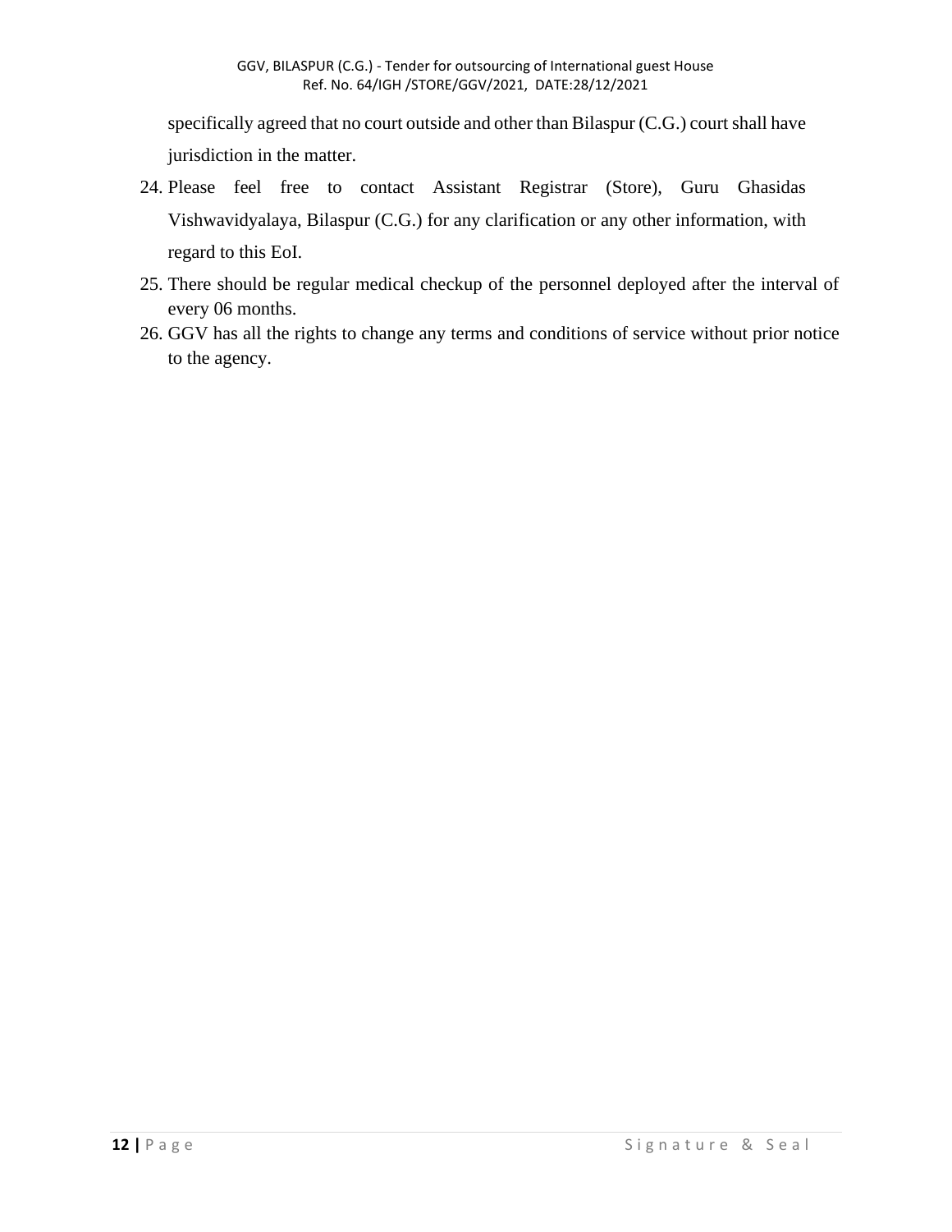specifically agreed that no court outside and other than Bilaspur (C.G.) court shall have jurisdiction in the matter.

24. Please feel free to contact Assistant Registrar (Store), Guru Ghasidas Vishwavidyalaya, Bilaspur (C.G.) for any clarification or any other information, with regard to this EoI.
25. There should be regular medical checkup of the personnel deployed after the interval of every 06 months.
26. GGV has all the rights to change any terms and conditions of service without prior notice to the agency.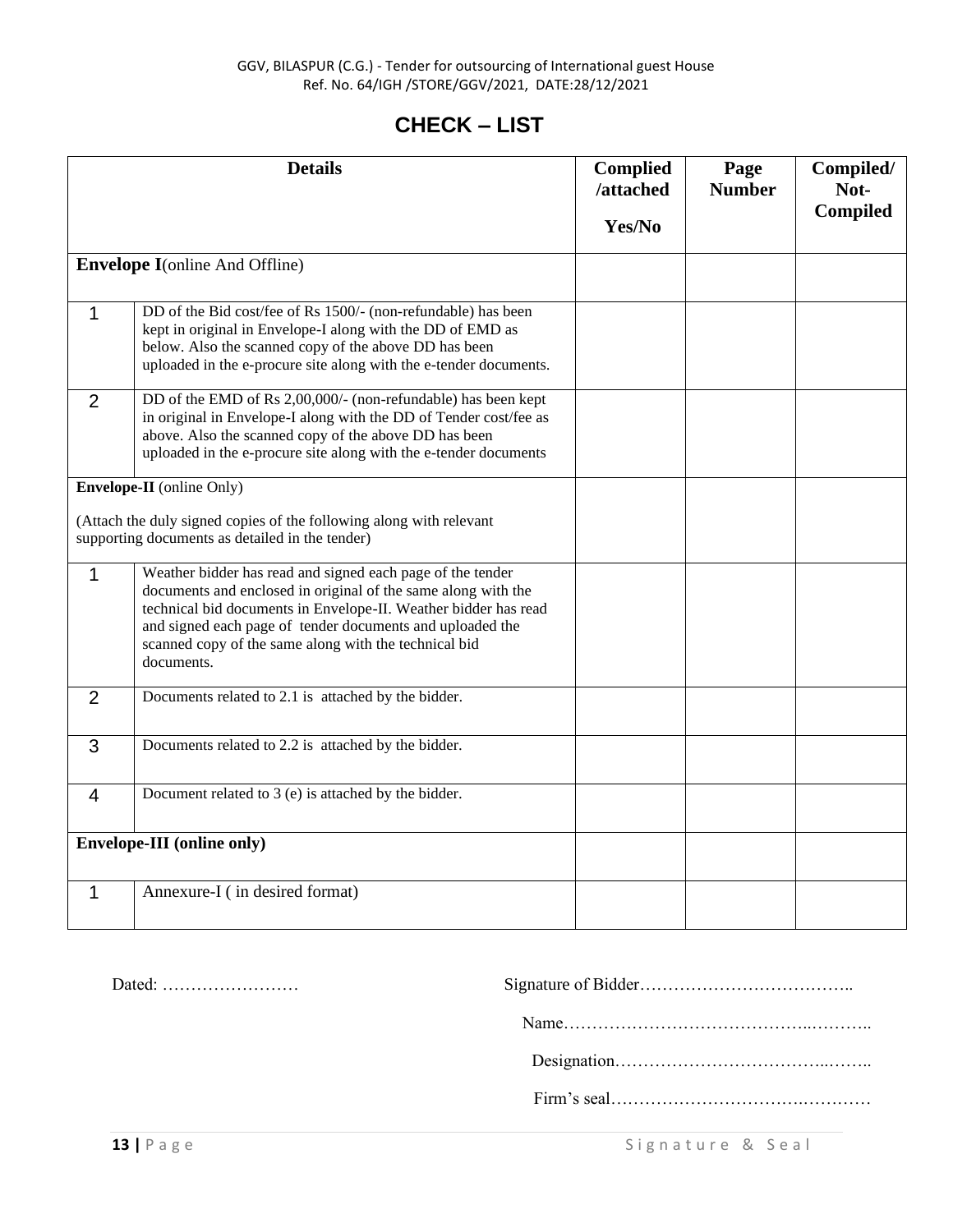# CHECK – LIST

| Details | | Complied /attached Yes/No | Page Number | Compiled/ Not-Compiled |
|---|---|---|---|---|
| **Envelope I**(online And Offline) | | | | |
| 1 | DD of the Bid cost/fee of Rs 1500/- (non-refundable) has been kept in original in Envelope-I along with the DD of EMD as below. Also the scanned copy of the above DD has been uploaded in the e-procure site along with the e-tender documents. | | | |
| 2 | DD of the EMD of Rs 2,00,000/- (non-refundable) has been kept in original in Envelope-I along with the DD of Tender cost/fee as above. Also the scanned copy of the above DD has been uploaded in the e-procure site along with the e-tender documents | | | |
| **Envelope-II** (online Only)<br><br>(Attach the duly signed copies of the following along with relevant supporting documents as detailed in the tender) | | | | |
| 1 | Weather bidder has read and signed each page of the tender documents and enclosed in original of the same along with the technical bid documents in Envelope-II. Weather bidder has read and signed each page of tender documents and uploaded the scanned copy of the same along with the technical bid documents. | | | |
| 2 | Documents related to 2.1 is attached by the bidder. | | | |
| 3 | Documents related to 2.2 is attached by the bidder. | | | |
| 4 | Document related to 3 (e) is attached by the bidder. | | | |
| **Envelope-III (online only)** | | | | |
| 1 | Annexure-I ( in desired format) | | | |

Dated: ……………………

Signature of Bidder………………………………..

Name……………………………………..………..

Designation………………………………..……..

Firm's seal……………………………….…………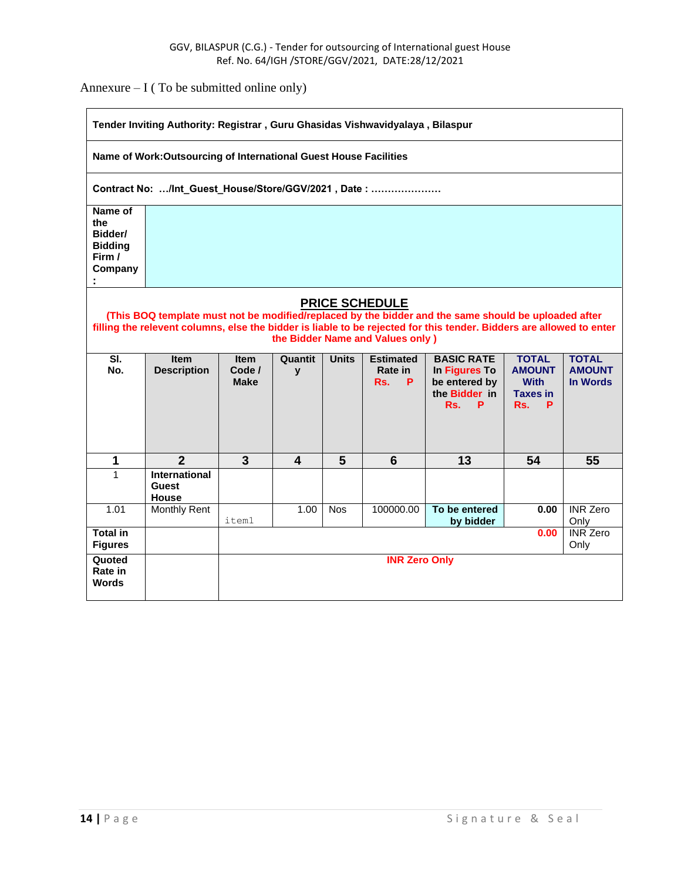Annexure – I ( To be submitted online only)

**Tender Inviting Authority: Registrar , Guru Ghasidas Vishwavidyalaya , Bilaspur**

**Name of Work:Outsourcing of International Guest House Facilities**

**Contract No: …/Int_Guest_House/Store/GGV/2021 , Date : …………………**

| **Name of the Bidder/ Bidding Firm / Company :** | |
|---|---|

## PRICE SCHEDULE

**(This BOQ template must not be modified/replaced by the bidder and the same should be uploaded after filling the relevent columns, else the bidder is liable to be rejected for this tender. Bidders are allowed to enter the Bidder Name and Values only )**

| Sl. No. | Item Description | Item Code / Make | Quantity | Units | Estimated Rate in Rs. P | BASIC RATE In Figures To be entered by the Bidder in Rs. P | TOTAL AMOUNT With Taxes in Rs. P | TOTAL AMOUNT In Words |
|---|---|---|---|---|---|---|---|---|
| **1** | **2** | **3** | **4** | **5** | **6** | **13** | **54** | **55** |
| 1 | **International Guest House** | | | | | | | |
| 1.01 | Monthly Rent | item1 | 1.00 | Nos | 100000.00 | **To be entered by bidder** | **0.00** | INR Zero Only |
| **Total in Figures** | | | | | | | **0.00** | INR Zero Only |
| **Quoted Rate in Words** | | **INR Zero Only** | | | | | | |